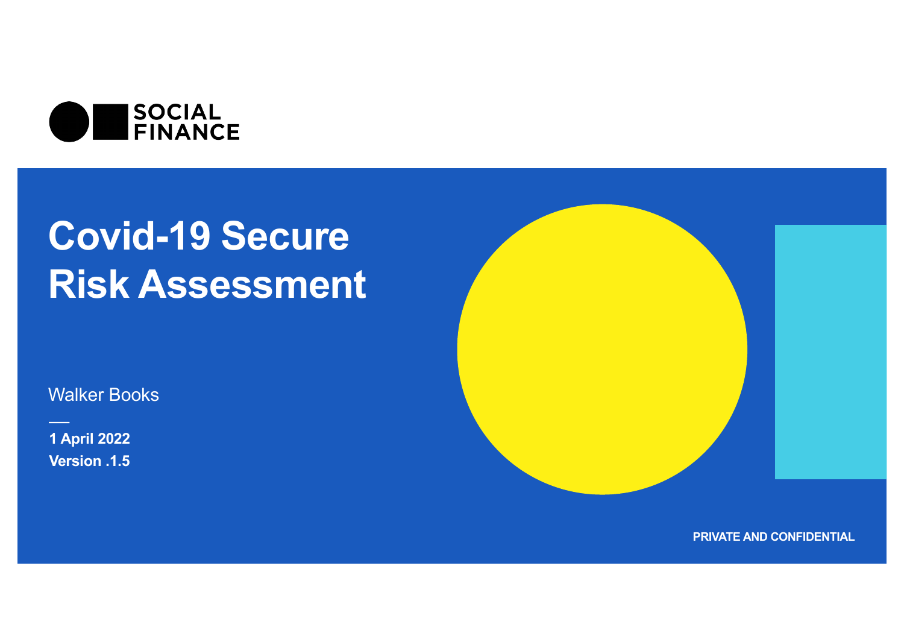SOCIAL FINANCE

# Covid-19 Secure Risk Assessment

Walker Books

—

**1 April 2022**

**Version .1.5**

PRIVATE AND CONFIDENTIAL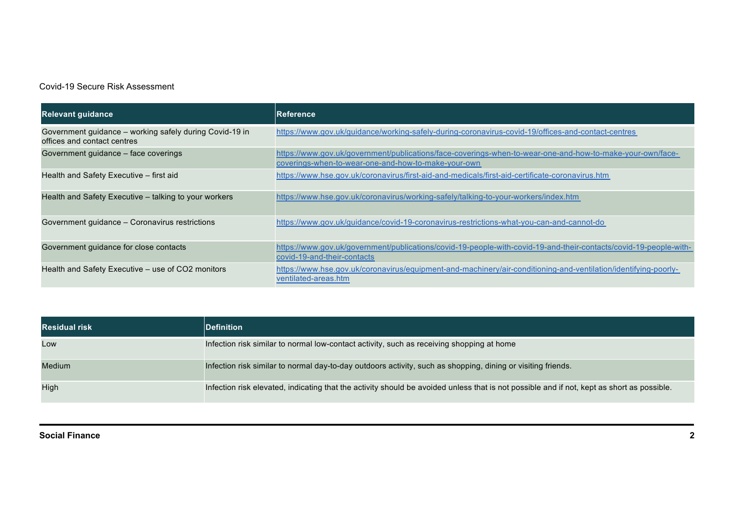Covid-19 Secure Risk Assessment

| Relevant guidance | Reference |
|---|---|
| Government guidance – working safely during Covid-19 in offices and contact centres | https://www.gov.uk/guidance/working-safely-during-coronavirus-covid-19/offices-and-contact-centres |
| Government guidance – face coverings | https://www.gov.uk/government/publications/face-coverings-when-to-wear-one-and-how-to-make-your-own/face-coverings-when-to-wear-one-and-how-to-make-your-own |
| Health and Safety Executive – first aid | https://www.hse.gov.uk/coronavirus/first-aid-and-medicals/first-aid-certificate-coronavirus.htm |
| Health and Safety Executive – talking to your workers | https://www.hse.gov.uk/coronavirus/working-safely/talking-to-your-workers/index.htm |
| Government guidance – Coronavirus restrictions | https://www.gov.uk/guidance/covid-19-coronavirus-restrictions-what-you-can-and-cannot-do |
| Government guidance for close contacts | https://www.gov.uk/government/publications/covid-19-people-with-covid-19-and-their-contacts/covid-19-people-with-covid-19-and-their-contacts |
| Health and Safety Executive – use of CO2 monitors | https://www.hse.gov.uk/coronavirus/equipment-and-machinery/air-conditioning-and-ventilation/identifying-poorly-ventilated-areas.htm |

| Residual risk | Definition |
|---|---|
| Low | Infection risk similar to normal low-contact activity, such as receiving shopping at home |
| Medium | Infection risk similar to normal day-to-day outdoors activity, such as shopping, dining or visiting friends. |
| High | Infection risk elevated, indicating that the activity should be avoided unless that is not possible and if not, kept as short as possible. |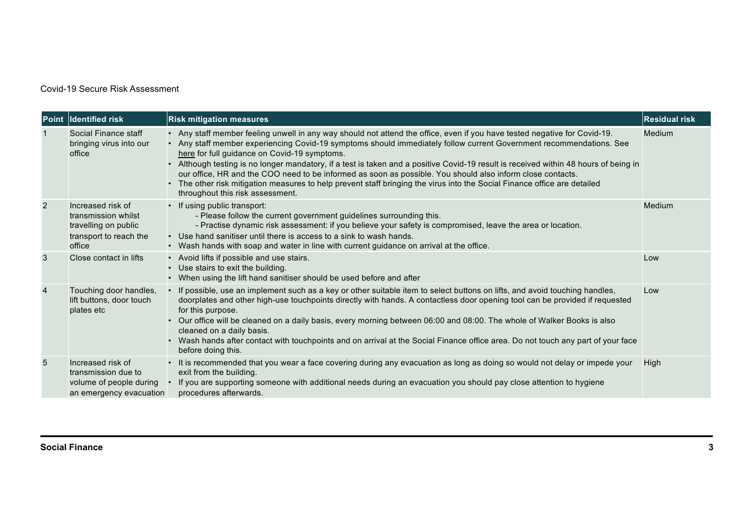Covid-19 Secure Risk Assessment

| Point | Identified risk | Risk mitigation measures | Residual risk |
|---|---|---|---|
| 1 | Social Finance staff bringing virus into our office | • Any staff member feeling unwell in any way should not attend the office, even if you have tested negative for Covid-19.<br>• Any staff member experiencing Covid-19 symptoms should immediately follow current Government recommendations. See here for full guidance on Covid-19 symptoms.<br>• Although testing is no longer mandatory, if a test is taken and a positive Covid-19 result is received within 48 hours of being in our office, HR and the COO need to be informed as soon as possible. You should also inform close contacts.<br>• The other risk mitigation measures to help prevent staff bringing the virus into the Social Finance office are detailed throughout this risk assessment. | Medium |
| 2 | Increased risk of transmission whilst travelling on public transport to reach the office | • If using public transport:<br>- Please follow the current government guidelines surrounding this.<br>- Practise dynamic risk assessment: if you believe your safety is compromised, leave the area or location.<br>• Use hand sanitiser until there is access to a sink to wash hands.<br>• Wash hands with soap and water in line with current guidance on arrival at the office. | Medium |
| 3 | Close contact in lifts | • Avoid lifts if possible and use stairs.<br>• Use stairs to exit the building.<br>• When using the lift hand sanitiser should be used before and after | Low |
| 4 | Touching door handles, lift buttons, door touch plates etc | • If possible, use an implement such as a key or other suitable item to select buttons on lifts, and avoid touching handles, doorplates and other high-use touchpoints directly with hands. A contactless door opening tool can be provided if requested for this purpose.<br>• Our office will be cleaned on a daily basis, every morning between 06:00 and 08:00. The whole of Walker Books is also cleaned on a daily basis.<br>• Wash hands after contact with touchpoints and on arrival at the Social Finance office area. Do not touch any part of your face before doing this. | Low |
| 5 | Increased risk of transmission due to volume of people during an emergency evacuation | • It is recommended that you wear a face covering during any evacuation as long as doing so would not delay or impede your exit from the building.<br>• If you are supporting someone with additional needs during an evacuation you should pay close attention to hygiene procedures afterwards. | High |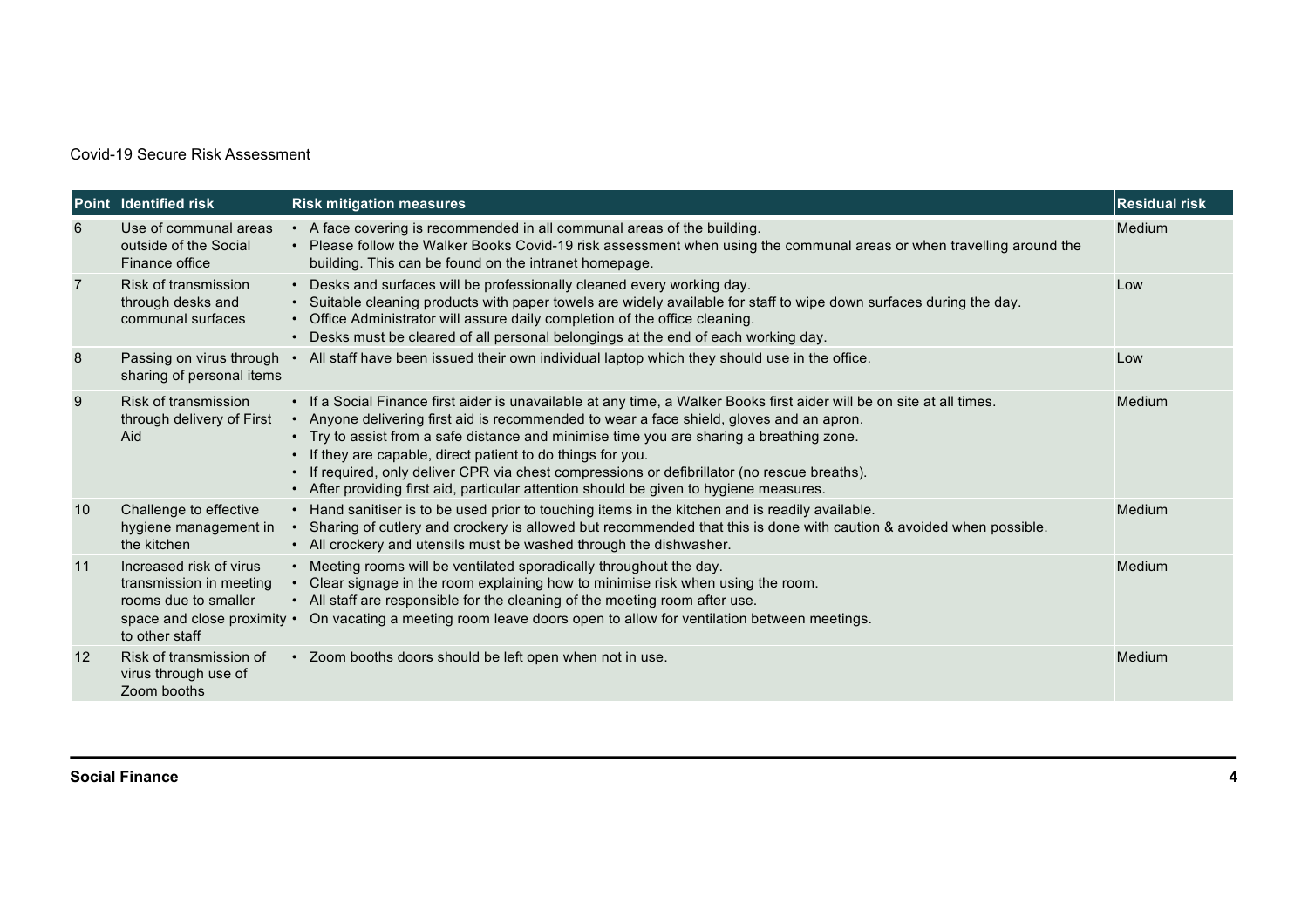Covid-19 Secure Risk Assessment

| Point | Identified risk | Risk mitigation measures | Residual risk |
|---|---|---|---|
| 6 | Use of communal areas outside of the Social Finance office | • A face covering is recommended in all communal areas of the building.<br>• Please follow the Walker Books Covid-19 risk assessment when using the communal areas or when travelling around the building. This can be found on the intranet homepage. | Medium |
| 7 | Risk of transmission through desks and communal surfaces | • Desks and surfaces will be professionally cleaned every working day.<br>• Suitable cleaning products with paper towels are widely available for staff to wipe down surfaces during the day.<br>• Office Administrator will assure daily completion of the office cleaning.<br>• Desks must be cleared of all personal belongings at the end of each working day. | Low |
| 8 | Passing on virus through sharing of personal items | • All staff have been issued their own individual laptop which they should use in the office. | Low |
| 9 | Risk of transmission through delivery of First Aid | • If a Social Finance first aider is unavailable at any time, a Walker Books first aider will be on site at all times.<br>• Anyone delivering first aid is recommended to wear a face shield, gloves and an apron.<br>• Try to assist from a safe distance and minimise time you are sharing a breathing zone.<br>• If they are capable, direct patient to do things for you.<br>• If required, only deliver CPR via chest compressions or defibrillator (no rescue breaths).<br>• After providing first aid, particular attention should be given to hygiene measures. | Medium |
| 10 | Challenge to effective hygiene management in the kitchen | • Hand sanitiser is to be used prior to touching items in the kitchen and is readily available.<br>• Sharing of cutlery and crockery is allowed but recommended that this is done with caution & avoided when possible.<br>• All crockery and utensils must be washed through the dishwasher. | Medium |
| 11 | Increased risk of virus transmission in meeting rooms due to smaller space and close proximity to other staff | • Meeting rooms will be ventilated sporadically throughout the day.<br>• Clear signage in the room explaining how to minimise risk when using the room.<br>• All staff are responsible for the cleaning of the meeting room after use.<br>• On vacating a meeting room leave doors open to allow for ventilation between meetings. | Medium |
| 12 | Risk of transmission of virus through use of Zoom booths | • Zoom booths doors should be left open when not in use. | Medium |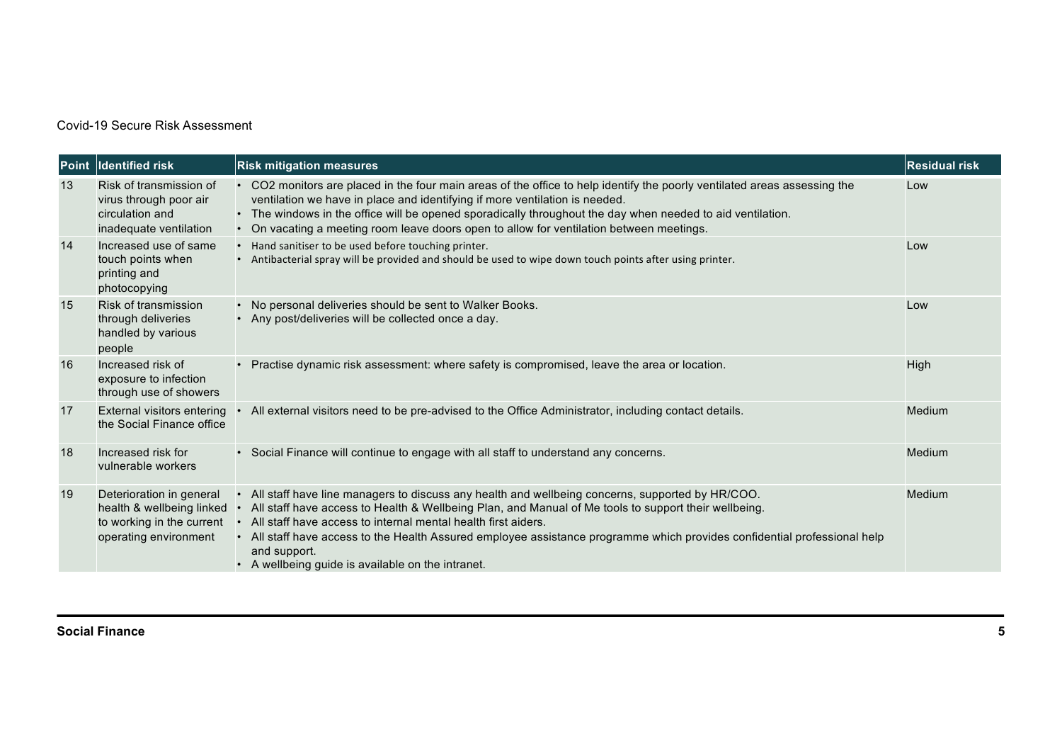Covid-19 Secure Risk Assessment

| Point | Identified risk | Risk mitigation measures | Residual risk |
|---|---|---|---|
| 13 | Risk of transmission of virus through poor air circulation and inadequate ventilation | • $CO_2$ monitors are placed in the four main areas of the office to help identify the poorly ventilated areas assessing the ventilation we have in place and identifying if more ventilation is needed.<br>• The windows in the office will be opened sporadically throughout the day when needed to aid ventilation.<br>• On vacating a meeting room leave doors open to allow for ventilation between meetings. | Low |
| 14 | Increased use of same touch points when printing and photocopying | • Hand sanitiser to be used before touching printer.<br>• Antibacterial spray will be provided and should be used to wipe down touch points after using printer. | Low |
| 15 | Risk of transmission through deliveries handled by various people | • No personal deliveries should be sent to Walker Books.<br>• Any post/deliveries will be collected once a day. | Low |
| 16 | Increased risk of exposure to infection through use of showers | • Practise dynamic risk assessment: where safety is compromised, leave the area or location. | High |
| 17 | External visitors entering the Social Finance office | • All external visitors need to be pre-advised to the Office Administrator, including contact details. | Medium |
| 18 | Increased risk for vulnerable workers | • Social Finance will continue to engage with all staff to understand any concerns. | Medium |
| 19 | Deterioration in general health & wellbeing linked to working in the current operating environment | • All staff have line managers to discuss any health and wellbeing concerns, supported by HR/COO.<br>• All staff have access to Health & Wellbeing Plan, and Manual of Me tools to support their wellbeing.<br>• All staff have access to internal mental health first aiders.<br>• All staff have access to the Health Assured employee assistance programme which provides confidential professional help and support.<br>• A wellbeing guide is available on the intranet. | Medium |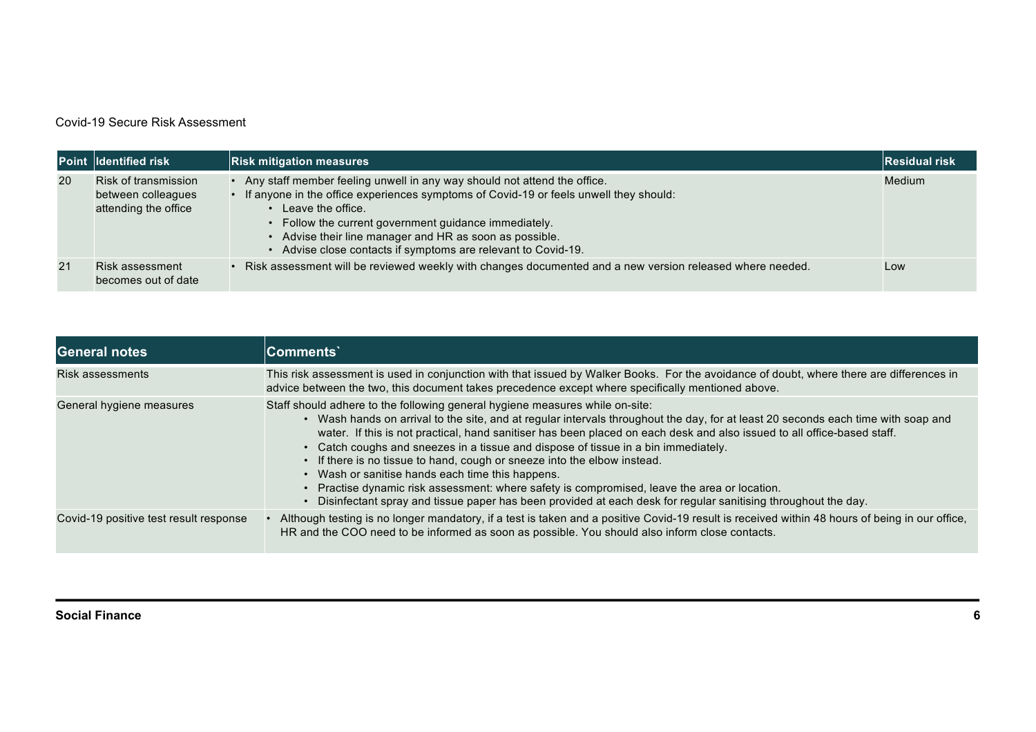Covid-19 Secure Risk Assessment

| Point | Identified risk | Risk mitigation measures | Residual risk |
|---|---|---|---|
| 20 | Risk of transmission between colleagues attending the office | • Any staff member feeling unwell in any way should not attend the office.<br>• If anyone in the office experiences symptoms of Covid-19 or feels unwell they should:<br>  • Leave the office.<br>  • Follow the current government guidance immediately.<br>  • Advise their line manager and HR as soon as possible.<br>  • Advise close contacts if symptoms are relevant to Covid-19. | Medium |
| 21 | Risk assessment becomes out of date | • Risk assessment will be reviewed weekly with changes documented and a new version released where needed. | Low |

| General notes | Comments` |
|---|---|
| Risk assessments | This risk assessment is used in conjunction with that issued by Walker Books. For the avoidance of doubt, where there are differences in advice between the two, this document takes precedence except where specifically mentioned above. |
| General hygiene measures | Staff should adhere to the following general hygiene measures while on-site:<br>• Wash hands on arrival to the site, and at regular intervals throughout the day, for at least 20 seconds each time with soap and water. If this is not practical, hand sanitiser has been placed on each desk and also issued to all office-based staff.<br>• Catch coughs and sneezes in a tissue and dispose of tissue in a bin immediately.<br>• If there is no tissue to hand, cough or sneeze into the elbow instead.<br>• Wash or sanitise hands each time this happens.<br>• Practise dynamic risk assessment: where safety is compromised, leave the area or location.<br>• Disinfectant spray and tissue paper has been provided at each desk for regular sanitising throughout the day. |
| Covid-19 positive test result response | • Although testing is no longer mandatory, if a test is taken and a positive Covid-19 result is received within 48 hours of being in our office, HR and the COO need to be informed as soon as possible. You should also inform close contacts. |